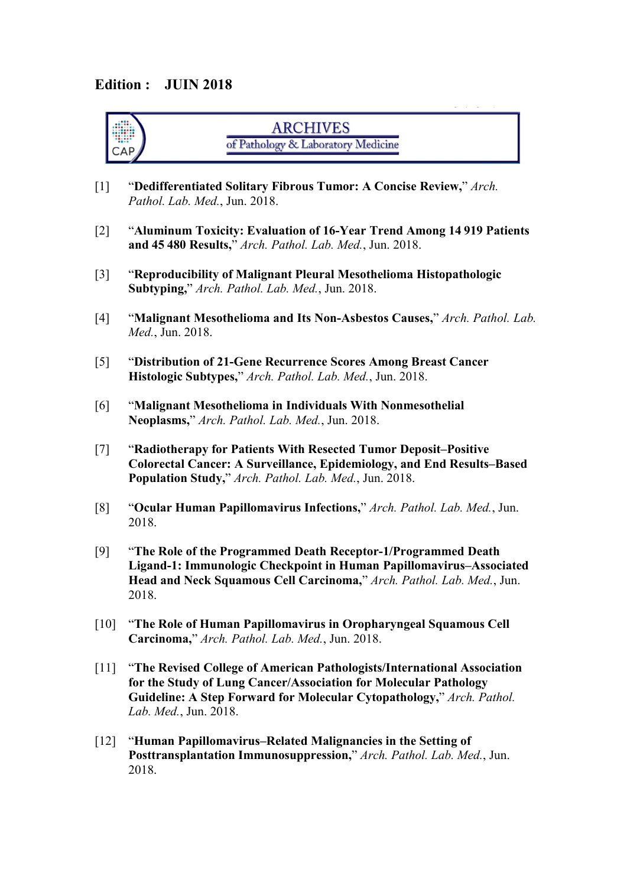**Edition : JUIN 2018**

**ARCHIVES**
**of Pathology & Laboratory Medicine**

[1] “**Dedifferentiated Solitary Fibrous Tumor: A Concise Review,**” *Arch. Pathol. Lab. Med.*, Jun. 2018.

[2] “**Aluminum Toxicity: Evaluation of 16-Year Trend Among 14 919 Patients and 45 480 Results,**” *Arch. Pathol. Lab. Med.*, Jun. 2018.

[3] “**Reproducibility of Malignant Pleural Mesothelioma Histopathologic Subtyping,**” *Arch. Pathol. Lab. Med.*, Jun. 2018.

[4] “**Malignant Mesothelioma and Its Non-Asbestos Causes,**” *Arch. Pathol. Lab. Med.*, Jun. 2018.

[5] “**Distribution of 21-Gene Recurrence Scores Among Breast Cancer Histologic Subtypes,**” *Arch. Pathol. Lab. Med.*, Jun. 2018.

[6] “**Malignant Mesothelioma in Individuals With Nonmesothelial Neoplasms,**” *Arch. Pathol. Lab. Med.*, Jun. 2018.

[7] “**Radiotherapy for Patients With Resected Tumor Deposit–Positive Colorectal Cancer: A Surveillance, Epidemiology, and End Results–Based Population Study,**” *Arch. Pathol. Lab. Med.*, Jun. 2018.

[8] “**Ocular Human Papillomavirus Infections,**” *Arch. Pathol. Lab. Med.*, Jun. 2018.

[9] “**The Role of the Programmed Death Receptor-1/Programmed Death Ligand-1: Immunologic Checkpoint in Human Papillomavirus–Associated Head and Neck Squamous Cell Carcinoma,**” *Arch. Pathol. Lab. Med.*, Jun. 2018.

[10] “**The Role of Human Papillomavirus in Oropharyngeal Squamous Cell Carcinoma,**” *Arch. Pathol. Lab. Med.*, Jun. 2018.

[11] “**The Revised College of American Pathologists/International Association for the Study of Lung Cancer/Association for Molecular Pathology Guideline: A Step Forward for Molecular Cytopathology,**” *Arch. Pathol. Lab. Med.*, Jun. 2018.

[12] “**Human Papillomavirus–Related Malignancies in the Setting of Posttransplantation Immunosuppression,**” *Arch. Pathol. Lab. Med.*, Jun. 2018.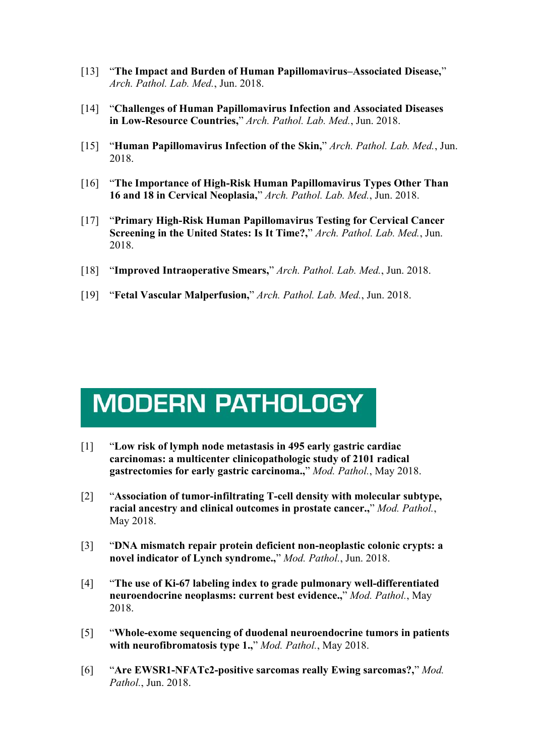[13] "**The Impact and Burden of Human Papillomavirus–Associated Disease,**" *Arch. Pathol. Lab. Med.*, Jun. 2018.

[14] "**Challenges of Human Papillomavirus Infection and Associated Diseases in Low-Resource Countries,**" *Arch. Pathol. Lab. Med.*, Jun. 2018.

[15] "**Human Papillomavirus Infection of the Skin,**" *Arch. Pathol. Lab. Med.*, Jun. 2018.

[16] "**The Importance of High-Risk Human Papillomavirus Types Other Than 16 and 18 in Cervical Neoplasia,**" *Arch. Pathol. Lab. Med.*, Jun. 2018.

[17] "**Primary High-Risk Human Papillomavirus Testing for Cervical Cancer Screening in the United States: Is It Time?,**" *Arch. Pathol. Lab. Med.*, Jun. 2018.

[18] "**Improved Intraoperative Smears,**" *Arch. Pathol. Lab. Med.*, Jun. 2018.

[19] "**Fetal Vascular Malperfusion,**" *Arch. Pathol. Lab. Med.*, Jun. 2018.

# MODERN PATHOLOGY

[1] "**Low risk of lymph node metastasis in 495 early gastric cardiac carcinomas: a multicenter clinicopathologic study of 2101 radical gastrectomies for early gastric carcinoma.,**" *Mod. Pathol.*, May 2018.

[2] "**Association of tumor-infiltrating T-cell density with molecular subtype, racial ancestry and clinical outcomes in prostate cancer.,**" *Mod. Pathol.*, May 2018.

[3] "**DNA mismatch repair protein deficient non-neoplastic colonic crypts: a novel indicator of Lynch syndrome.,**" *Mod. Pathol.*, Jun. 2018.

[4] "**The use of Ki-67 labeling index to grade pulmonary well-differentiated neuroendocrine neoplasms: current best evidence.,**" *Mod. Pathol.*, May 2018.

[5] "**Whole-exome sequencing of duodenal neuroendocrine tumors in patients with neurofibromatosis type 1.,**" *Mod. Pathol.*, May 2018.

[6] "**Are EWSR1-NFATc2-positive sarcomas really Ewing sarcomas?,**" *Mod. Pathol.*, Jun. 2018.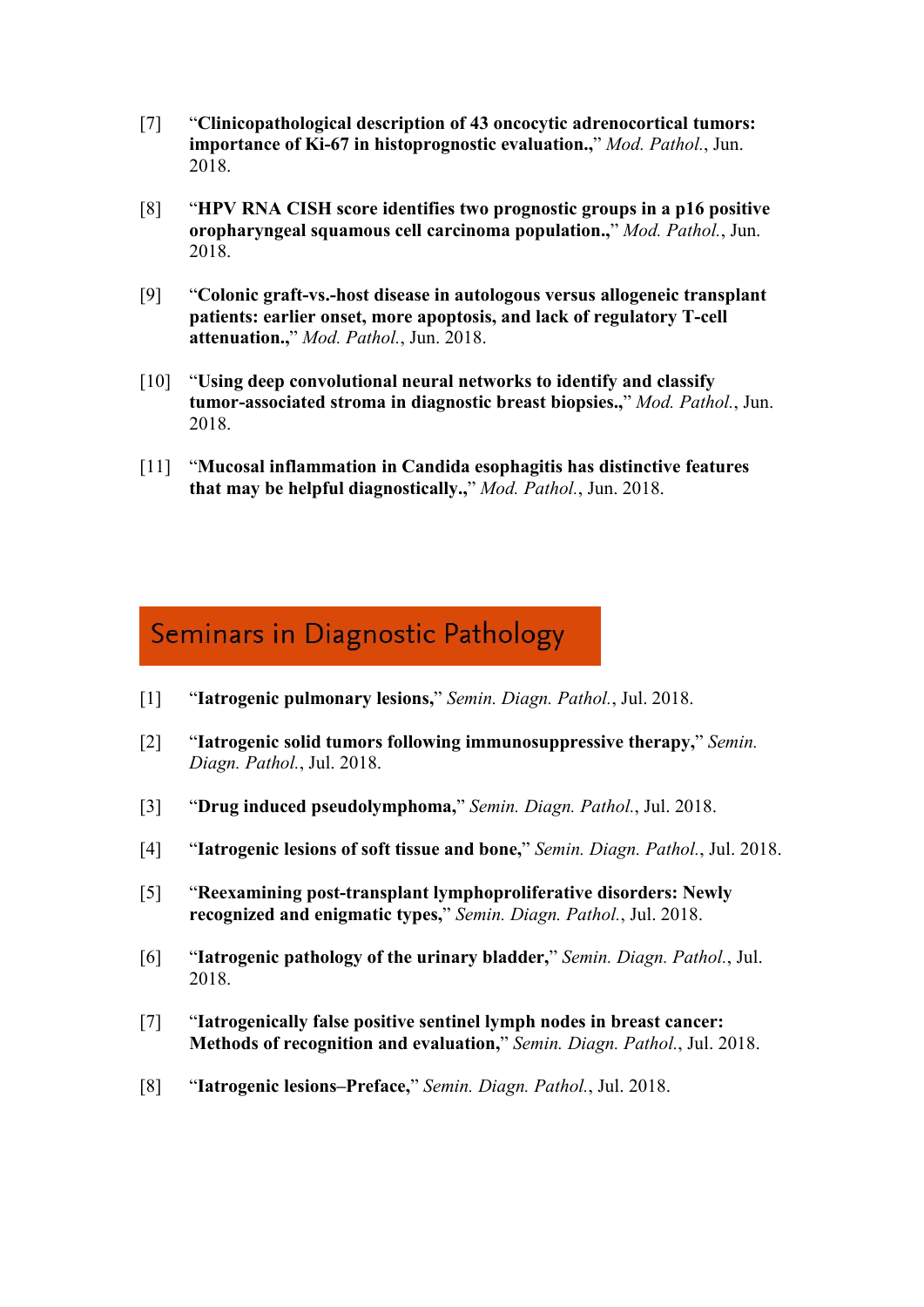[7] “**Clinicopathological description of 43 oncocytic adrenocortical tumors: importance of Ki-67 in histoprognostic evaluation.,**” *Mod. Pathol.*, Jun. 2018.

[8] “**HPV RNA CISH score identifies two prognostic groups in a p16 positive oropharyngeal squamous cell carcinoma population.,**” *Mod. Pathol.*, Jun. 2018.

[9] “**Colonic graft-vs.-host disease in autologous versus allogeneic transplant patients: earlier onset, more apoptosis, and lack of regulatory T-cell attenuation.,**” *Mod. Pathol.*, Jun. 2018.

[10] “**Using deep convolutional neural networks to identify and classify tumor-associated stroma in diagnostic breast biopsies.,**” *Mod. Pathol.*, Jun. 2018.

[11] “**Mucosal inflammation in Candida esophagitis has distinctive features that may be helpful diagnostically.,**” *Mod. Pathol.*, Jun. 2018.

## Seminars in Diagnostic Pathology

[1] “**Iatrogenic pulmonary lesions,**” *Semin. Diagn. Pathol.*, Jul. 2018.

[2] “**Iatrogenic solid tumors following immunosuppressive therapy,**” *Semin. Diagn. Pathol.*, Jul. 2018.

[3] “**Drug induced pseudolymphoma,**” *Semin. Diagn. Pathol.*, Jul. 2018.

[4] “**Iatrogenic lesions of soft tissue and bone,**” *Semin. Diagn. Pathol.*, Jul. 2018.

[5] “**Reexamining post-transplant lymphoproliferative disorders: Newly recognized and enigmatic types,**” *Semin. Diagn. Pathol.*, Jul. 2018.

[6] “**Iatrogenic pathology of the urinary bladder,**” *Semin. Diagn. Pathol.*, Jul. 2018.

[7] “**Iatrogenically false positive sentinel lymph nodes in breast cancer: Methods of recognition and evaluation,**” *Semin. Diagn. Pathol.*, Jul. 2018.

[8] “**Iatrogenic lesions–Preface,**” *Semin. Diagn. Pathol.*, Jul. 2018.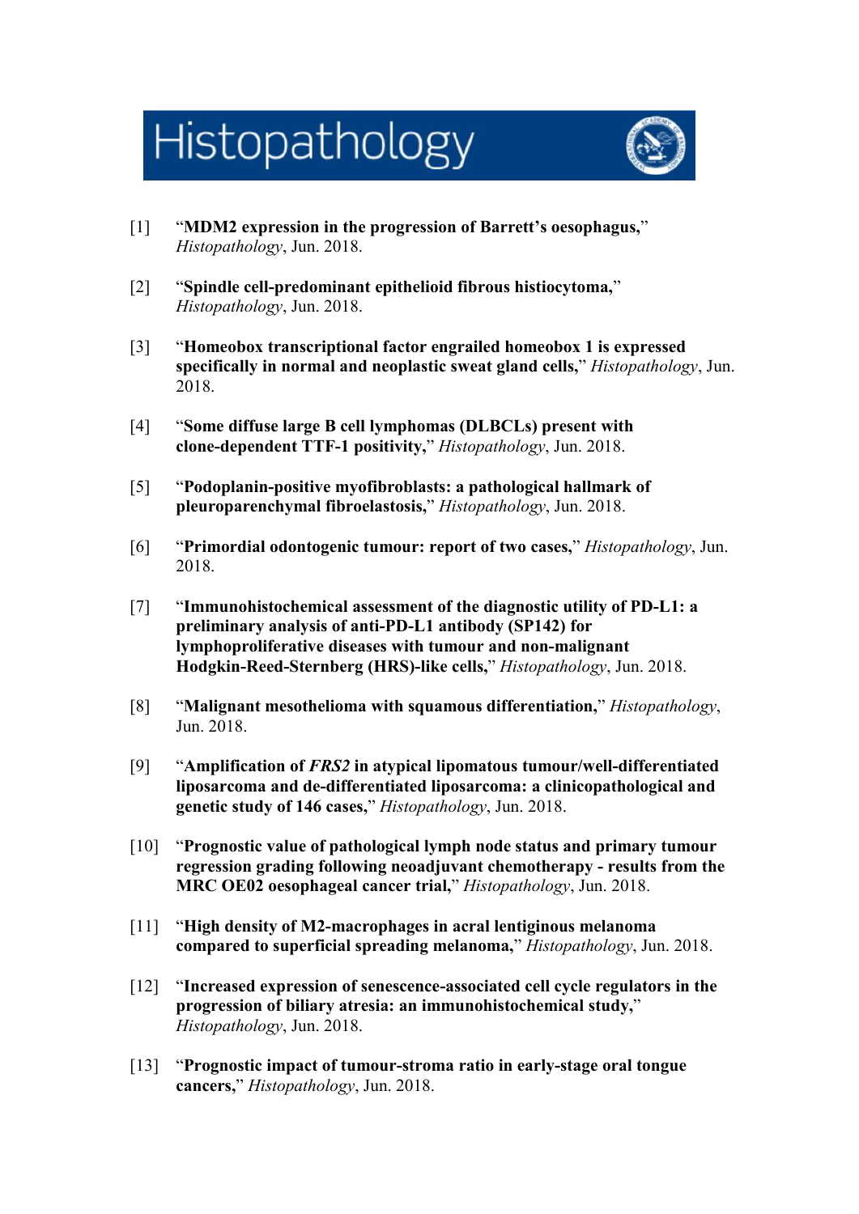# Histopathology

[1] "**MDM2 expression in the progression of Barrett's oesophagus,**" *Histopathology*, Jun. 2018.

[2] "**Spindle cell-predominant epithelioid fibrous histiocytoma,**" *Histopathology*, Jun. 2018.

[3] "**Homeobox transcriptional factor engrailed homeobox 1 is expressed specifically in normal and neoplastic sweat gland cells,**" *Histopathology*, Jun. 2018.

[4] "**Some diffuse large B cell lymphomas (DLBCLs) present with clone-dependent TTF-1 positivity,**" *Histopathology*, Jun. 2018.

[5] "**Podoplanin-positive myofibroblasts: a pathological hallmark of pleuroparenchymal fibroelastosis,**" *Histopathology*, Jun. 2018.

[6] "**Primordial odontogenic tumour: report of two cases,**" *Histopathology*, Jun. 2018.

[7] "**Immunohistochemical assessment of the diagnostic utility of PD-L1: a preliminary analysis of anti-PD-L1 antibody (SP142) for lymphoproliferative diseases with tumour and non-malignant Hodgkin-Reed-Sternberg (HRS)-like cells,**" *Histopathology*, Jun. 2018.

[8] "**Malignant mesothelioma with squamous differentiation,**" *Histopathology*, Jun. 2018.

[9] "**Amplification of *FRS2* in atypical lipomatous tumour/well-differentiated liposarcoma and de-differentiated liposarcoma: a clinicopathological and genetic study of 146 cases,**" *Histopathology*, Jun. 2018.

[10] "**Prognostic value of pathological lymph node status and primary tumour regression grading following neoadjuvant chemotherapy - results from the MRC OE02 oesophageal cancer trial,**" *Histopathology*, Jun. 2018.

[11] "**High density of M2-macrophages in acral lentiginous melanoma compared to superficial spreading melanoma,**" *Histopathology*, Jun. 2018.

[12] "**Increased expression of senescence-associated cell cycle regulators in the progression of biliary atresia: an immunohistochemical study,**" *Histopathology*, Jun. 2018.

[13] "**Prognostic impact of tumour-stroma ratio in early-stage oral tongue cancers,**" *Histopathology*, Jun. 2018.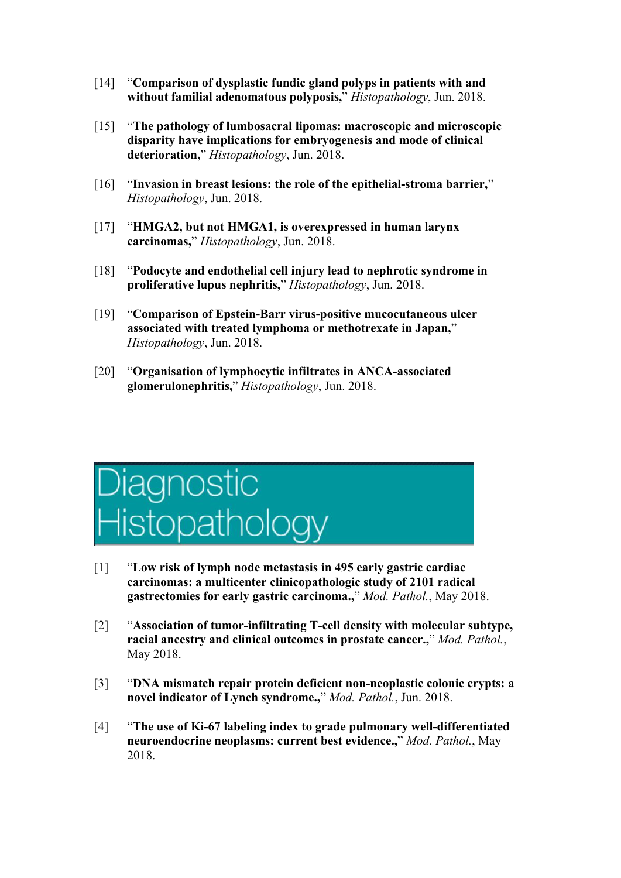[14] "**Comparison of dysplastic fundic gland polyps in patients with and without familial adenomatous polyposis,**" *Histopathology*, Jun. 2018.

[15] "**The pathology of lumbosacral lipomas: macroscopic and microscopic disparity have implications for embryogenesis and mode of clinical deterioration,**" *Histopathology*, Jun. 2018.

[16] "**Invasion in breast lesions: the role of the epithelial-stroma barrier,**" *Histopathology*, Jun. 2018.

[17] "**HMGA2, but not HMGA1, is overexpressed in human larynx carcinomas,**" *Histopathology*, Jun. 2018.

[18] "**Podocyte and endothelial cell injury lead to nephrotic syndrome in proliferative lupus nephritis,**" *Histopathology*, Jun. 2018.

[19] "**Comparison of Epstein-Barr virus-positive mucocutaneous ulcer associated with treated lymphoma or methotrexate in Japan,**" *Histopathology*, Jun. 2018.

[20] "**Organisation of lymphocytic infiltrates in ANCA-associated glomerulonephritis,**" *Histopathology*, Jun. 2018.

# Diagnostic Histopathology

[1] "**Low risk of lymph node metastasis in 495 early gastric cardiac carcinomas: a multicenter clinicopathologic study of 2101 radical gastrectomies for early gastric carcinoma.,**" *Mod. Pathol.*, May 2018.

[2] "**Association of tumor-infiltrating T-cell density with molecular subtype, racial ancestry and clinical outcomes in prostate cancer.,**" *Mod. Pathol.*, May 2018.

[3] "**DNA mismatch repair protein deficient non-neoplastic colonic crypts: a novel indicator of Lynch syndrome.,**" *Mod. Pathol.*, Jun. 2018.

[4] "**The use of Ki-67 labeling index to grade pulmonary well-differentiated neuroendocrine neoplasms: current best evidence.,**" *Mod. Pathol.*, May 2018.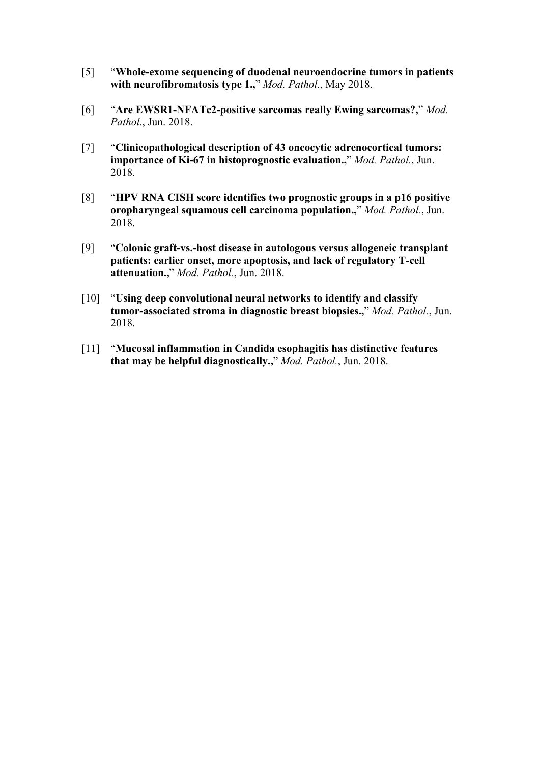[5] "**Whole-exome sequencing of duodenal neuroendocrine tumors in patients with neurofibromatosis type 1.,**" *Mod. Pathol.*, May 2018.

[6] "**Are EWSR1-NFATc2-positive sarcomas really Ewing sarcomas?,**" *Mod. Pathol.*, Jun. 2018.

[7] "**Clinicopathological description of 43 oncocytic adrenocortical tumors: importance of Ki-67 in histoprognostic evaluation.,**" *Mod. Pathol.*, Jun. 2018.

[8] "**HPV RNA CISH score identifies two prognostic groups in a p16 positive oropharyngeal squamous cell carcinoma population.,**" *Mod. Pathol.*, Jun. 2018.

[9] "**Colonic graft-vs.-host disease in autologous versus allogeneic transplant patients: earlier onset, more apoptosis, and lack of regulatory T-cell attenuation.,**" *Mod. Pathol.*, Jun. 2018.

[10] "**Using deep convolutional neural networks to identify and classify tumor-associated stroma in diagnostic breast biopsies.,**" *Mod. Pathol.*, Jun. 2018.

[11] "**Mucosal inflammation in Candida esophagitis has distinctive features that may be helpful diagnostically.,**" *Mod. Pathol.*, Jun. 2018.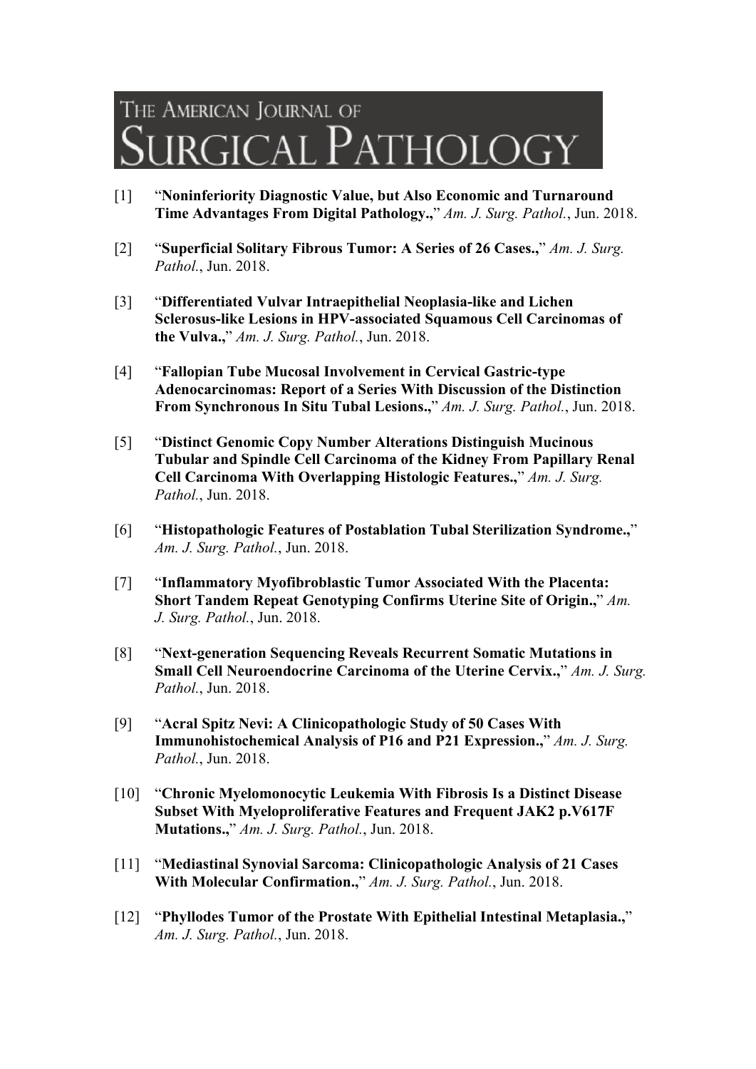# THE AMERICAN JOURNAL OF SURGICAL PATHOLOGY

[1] "**Noninferiority Diagnostic Value, but Also Economic and Turnaround Time Advantages From Digital Pathology.,**" *Am. J. Surg. Pathol.*, Jun. 2018.

[2] "**Superficial Solitary Fibrous Tumor: A Series of 26 Cases.,**" *Am. J. Surg. Pathol.*, Jun. 2018.

[3] "**Differentiated Vulvar Intraepithelial Neoplasia-like and Lichen Sclerosus-like Lesions in HPV-associated Squamous Cell Carcinomas of the Vulva.,**" *Am. J. Surg. Pathol.*, Jun. 2018.

[4] "**Fallopian Tube Mucosal Involvement in Cervical Gastric-type Adenocarcinomas: Report of a Series With Discussion of the Distinction From Synchronous In Situ Tubal Lesions.,**" *Am. J. Surg. Pathol.*, Jun. 2018.

[5] "**Distinct Genomic Copy Number Alterations Distinguish Mucinous Tubular and Spindle Cell Carcinoma of the Kidney From Papillary Renal Cell Carcinoma With Overlapping Histologic Features.,**" *Am. J. Surg. Pathol.*, Jun. 2018.

[6] "**Histopathologic Features of Postablation Tubal Sterilization Syndrome.,**" *Am. J. Surg. Pathol.*, Jun. 2018.

[7] "**Inflammatory Myofibroblastic Tumor Associated With the Placenta: Short Tandem Repeat Genotyping Confirms Uterine Site of Origin.,**" *Am. J. Surg. Pathol.*, Jun. 2018.

[8] "**Next-generation Sequencing Reveals Recurrent Somatic Mutations in Small Cell Neuroendocrine Carcinoma of the Uterine Cervix.,**" *Am. J. Surg. Pathol.*, Jun. 2018.

[9] "**Acral Spitz Nevi: A Clinicopathologic Study of 50 Cases With Immunohistochemical Analysis of P16 and P21 Expression.,**" *Am. J. Surg. Pathol.*, Jun. 2018.

[10] "**Chronic Myelomonocytic Leukemia With Fibrosis Is a Distinct Disease Subset With Myeloproliferative Features and Frequent JAK2 p.V617F Mutations.,**" *Am. J. Surg. Pathol.*, Jun. 2018.

[11] "**Mediastinal Synovial Sarcoma: Clinicopathologic Analysis of 21 Cases With Molecular Confirmation.,**" *Am. J. Surg. Pathol.*, Jun. 2018.

[12] "**Phyllodes Tumor of the Prostate With Epithelial Intestinal Metaplasia.,**" *Am. J. Surg. Pathol.*, Jun. 2018.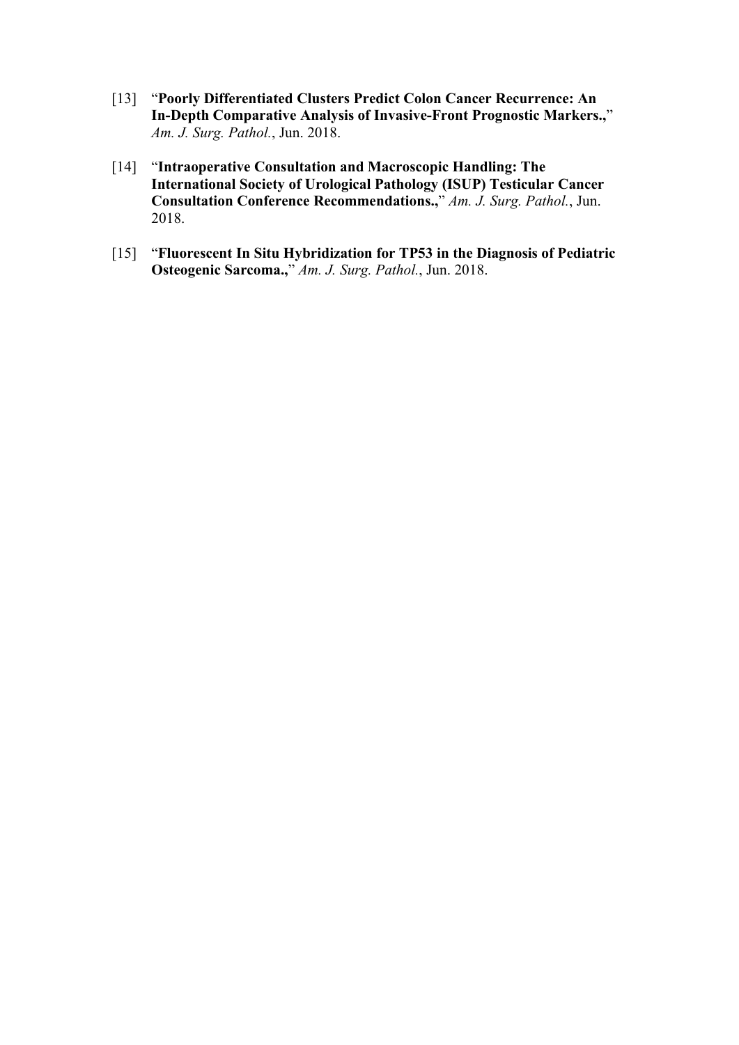[13] "**Poorly Differentiated Clusters Predict Colon Cancer Recurrence: An In-Depth Comparative Analysis of Invasive-Front Prognostic Markers.,**" *Am. J. Surg. Pathol.*, Jun. 2018.

[14] "**Intraoperative Consultation and Macroscopic Handling: The International Society of Urological Pathology (ISUP) Testicular Cancer Consultation Conference Recommendations.,**" *Am. J. Surg. Pathol.*, Jun. 2018.

[15] "**Fluorescent In Situ Hybridization for TP53 in the Diagnosis of Pediatric Osteogenic Sarcoma.,**" *Am. J. Surg. Pathol.*, Jun. 2018.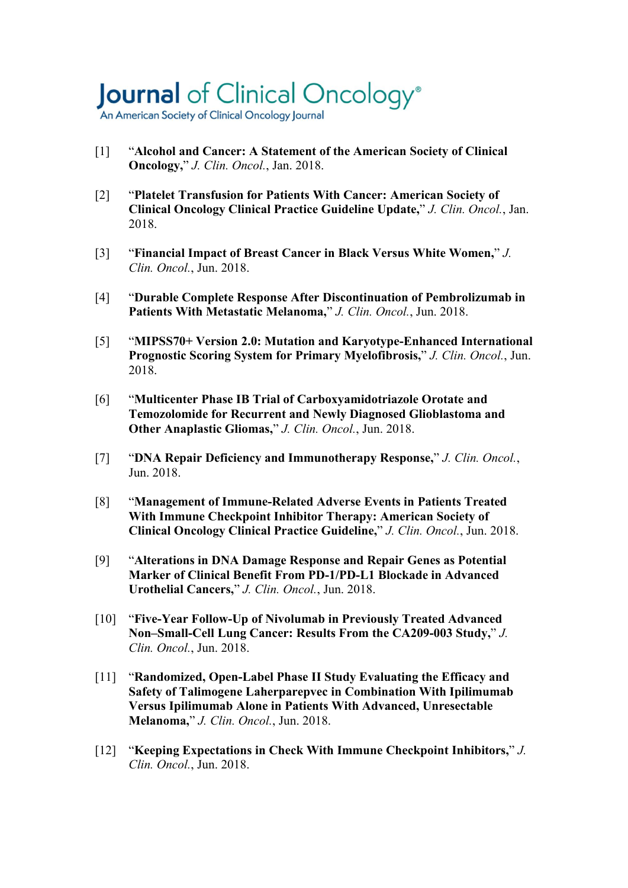# Journal of Clinical Oncology

An American Society of Clinical Oncology Journal

[1] "**Alcohol and Cancer: A Statement of the American Society of Clinical Oncology**," *J. Clin. Oncol.*, Jan. 2018.

[2] "**Platelet Transfusion for Patients With Cancer: American Society of Clinical Oncology Clinical Practice Guideline Update**," *J. Clin. Oncol.*, Jan. 2018.

[3] "**Financial Impact of Breast Cancer in Black Versus White Women**," *J. Clin. Oncol.*, Jun. 2018.

[4] "**Durable Complete Response After Discontinuation of Pembrolizumab in Patients With Metastatic Melanoma**," *J. Clin. Oncol.*, Jun. 2018.

[5] "**MIPSS70+ Version 2.0: Mutation and Karyotype-Enhanced International Prognostic Scoring System for Primary Myelofibrosis**," *J. Clin. Oncol.*, Jun. 2018.

[6] "**Multicenter Phase IB Trial of Carboxyamidotriazole Orotate and Temozolomide for Recurrent and Newly Diagnosed Glioblastoma and Other Anaplastic Gliomas**," *J. Clin. Oncol.*, Jun. 2018.

[7] "**DNA Repair Deficiency and Immunotherapy Response**," *J. Clin. Oncol.*, Jun. 2018.

[8] "**Management of Immune-Related Adverse Events in Patients Treated With Immune Checkpoint Inhibitor Therapy: American Society of Clinical Oncology Clinical Practice Guideline**," *J. Clin. Oncol.*, Jun. 2018.

[9] "**Alterations in DNA Damage Response and Repair Genes as Potential Marker of Clinical Benefit From PD-1/PD-L1 Blockade in Advanced Urothelial Cancers**," *J. Clin. Oncol.*, Jun. 2018.

[10] "**Five-Year Follow-Up of Nivolumab in Previously Treated Advanced Non–Small-Cell Lung Cancer: Results From the CA209-003 Study**," *J. Clin. Oncol.*, Jun. 2018.

[11] "**Randomized, Open-Label Phase II Study Evaluating the Efficacy and Safety of Talimogene Laherparepvec in Combination With Ipilimumab Versus Ipilimumab Alone in Patients With Advanced, Unresectable Melanoma**," *J. Clin. Oncol.*, Jun. 2018.

[12] "**Keeping Expectations in Check With Immune Checkpoint Inhibitors**," *J. Clin. Oncol.*, Jun. 2018.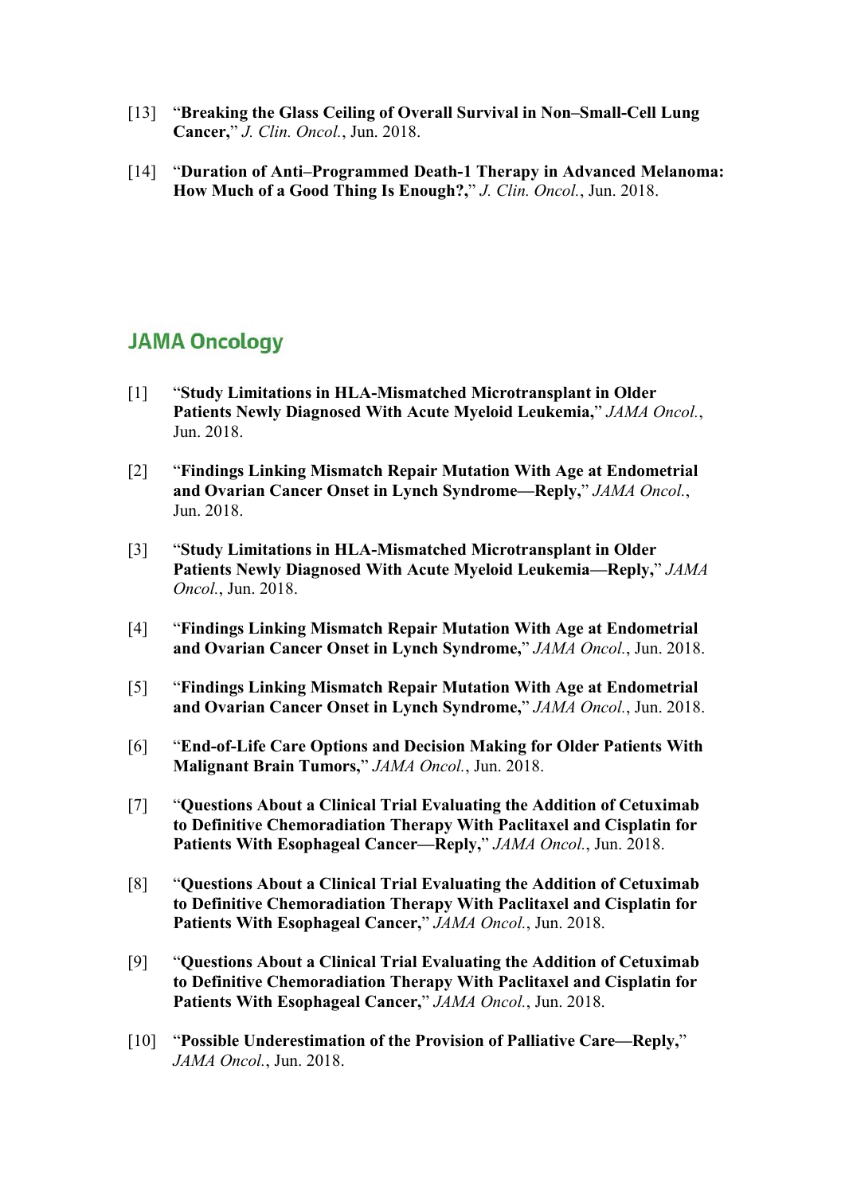[13] "**Breaking the Glass Ceiling of Overall Survival in Non–Small-Cell Lung Cancer,**" *J. Clin. Oncol.*, Jun. 2018.

[14] "**Duration of Anti–Programmed Death-1 Therapy in Advanced Melanoma: How Much of a Good Thing Is Enough?,**" *J. Clin. Oncol.*, Jun. 2018.

## JAMA Oncology

[1] "**Study Limitations in HLA-Mismatched Microtransplant in Older Patients Newly Diagnosed With Acute Myeloid Leukemia,**" *JAMA Oncol.*, Jun. 2018.

[2] "**Findings Linking Mismatch Repair Mutation With Age at Endometrial and Ovarian Cancer Onset in Lynch Syndrome—Reply,**" *JAMA Oncol.*, Jun. 2018.

[3] "**Study Limitations in HLA-Mismatched Microtransplant in Older Patients Newly Diagnosed With Acute Myeloid Leukemia—Reply,**" *JAMA Oncol.*, Jun. 2018.

[4] "**Findings Linking Mismatch Repair Mutation With Age at Endometrial and Ovarian Cancer Onset in Lynch Syndrome,**" *JAMA Oncol.*, Jun. 2018.

[5] "**Findings Linking Mismatch Repair Mutation With Age at Endometrial and Ovarian Cancer Onset in Lynch Syndrome,**" *JAMA Oncol.*, Jun. 2018.

[6] "**End-of-Life Care Options and Decision Making for Older Patients With Malignant Brain Tumors,**" *JAMA Oncol.*, Jun. 2018.

[7] "**Questions About a Clinical Trial Evaluating the Addition of Cetuximab to Definitive Chemoradiation Therapy With Paclitaxel and Cisplatin for Patients With Esophageal Cancer—Reply,**" *JAMA Oncol.*, Jun. 2018.

[8] "**Questions About a Clinical Trial Evaluating the Addition of Cetuximab to Definitive Chemoradiation Therapy With Paclitaxel and Cisplatin for Patients With Esophageal Cancer,**" *JAMA Oncol.*, Jun. 2018.

[9] "**Questions About a Clinical Trial Evaluating the Addition of Cetuximab to Definitive Chemoradiation Therapy With Paclitaxel and Cisplatin for Patients With Esophageal Cancer,**" *JAMA Oncol.*, Jun. 2018.

[10] "**Possible Underestimation of the Provision of Palliative Care—Reply,**" *JAMA Oncol.*, Jun. 2018.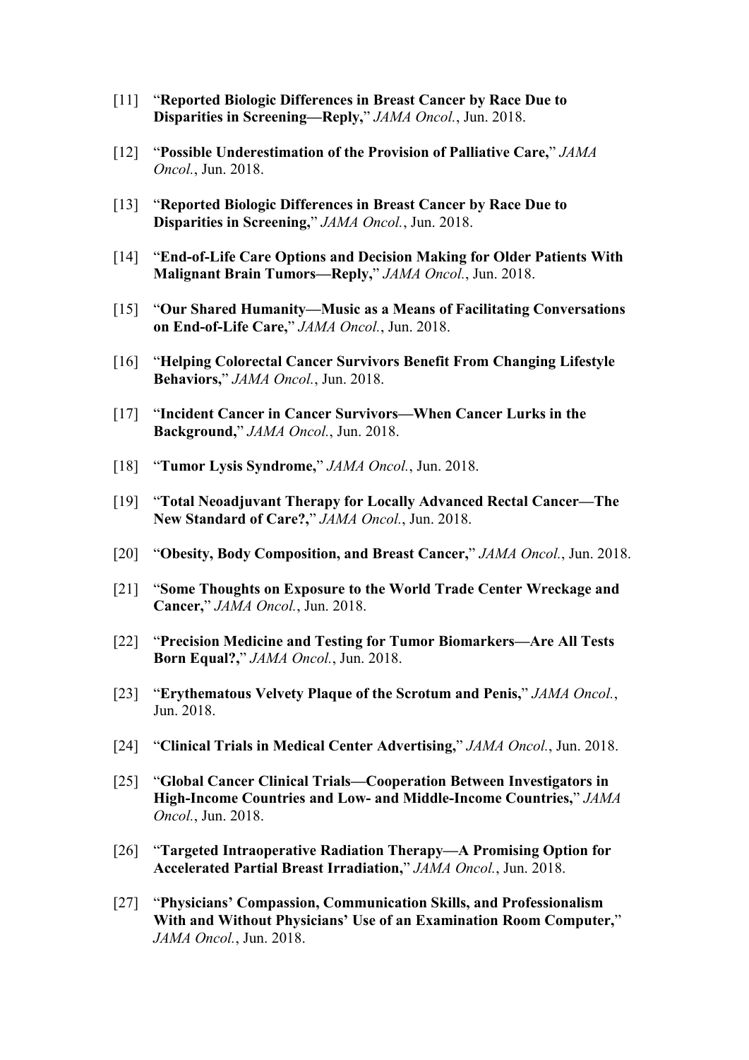[11] “**Reported Biologic Differences in Breast Cancer by Race Due to Disparities in Screening—Reply,**” *JAMA Oncol.*, Jun. 2018.

[12] “**Possible Underestimation of the Provision of Palliative Care,**” *JAMA Oncol.*, Jun. 2018.

[13] “**Reported Biologic Differences in Breast Cancer by Race Due to Disparities in Screening,**” *JAMA Oncol.*, Jun. 2018.

[14] “**End-of-Life Care Options and Decision Making for Older Patients With Malignant Brain Tumors—Reply,**” *JAMA Oncol.*, Jun. 2018.

[15] “**Our Shared Humanity—Music as a Means of Facilitating Conversations on End-of-Life Care,**” *JAMA Oncol.*, Jun. 2018.

[16] “**Helping Colorectal Cancer Survivors Benefit From Changing Lifestyle Behaviors,**” *JAMA Oncol.*, Jun. 2018.

[17] “**Incident Cancer in Cancer Survivors—When Cancer Lurks in the Background,**” *JAMA Oncol.*, Jun. 2018.

[18] “**Tumor Lysis Syndrome,**” *JAMA Oncol.*, Jun. 2018.

[19] “**Total Neoadjuvant Therapy for Locally Advanced Rectal Cancer—The New Standard of Care?,**” *JAMA Oncol.*, Jun. 2018.

[20] “**Obesity, Body Composition, and Breast Cancer,**” *JAMA Oncol.*, Jun. 2018.

[21] “**Some Thoughts on Exposure to the World Trade Center Wreckage and Cancer,**” *JAMA Oncol.*, Jun. 2018.

[22] “**Precision Medicine and Testing for Tumor Biomarkers—Are All Tests Born Equal?,**” *JAMA Oncol.*, Jun. 2018.

[23] “**Erythematous Velvety Plaque of the Scrotum and Penis,**” *JAMA Oncol.*, Jun. 2018.

[24] “**Clinical Trials in Medical Center Advertising,**” *JAMA Oncol.*, Jun. 2018.

[25] “**Global Cancer Clinical Trials—Cooperation Between Investigators in High-Income Countries and Low- and Middle-Income Countries,**” *JAMA Oncol.*, Jun. 2018.

[26] “**Targeted Intraoperative Radiation Therapy—A Promising Option for Accelerated Partial Breast Irradiation,**” *JAMA Oncol.*, Jun. 2018.

[27] “**Physicians’ Compassion, Communication Skills, and Professionalism With and Without Physicians’ Use of an Examination Room Computer,**” *JAMA Oncol.*, Jun. 2018.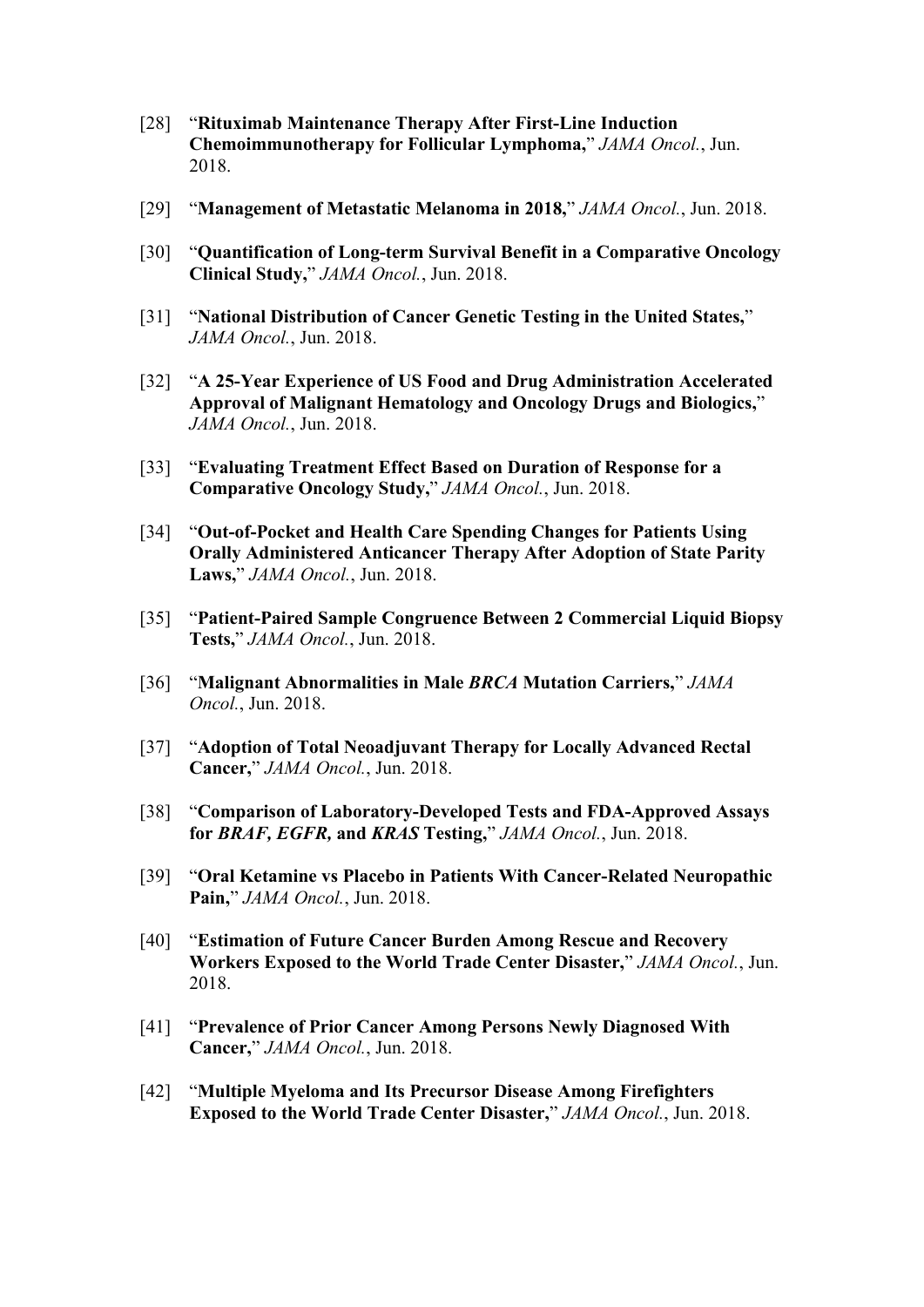[28] "**Rituximab Maintenance Therapy After First-Line Induction Chemoimmunotherapy for Follicular Lymphoma,**" *JAMA Oncol.*, Jun. 2018.

[29] "**Management of Metastatic Melanoma in 2018,**" *JAMA Oncol.*, Jun. 2018.

[30] "**Quantification of Long-term Survival Benefit in a Comparative Oncology Clinical Study,**" *JAMA Oncol.*, Jun. 2018.

[31] "**National Distribution of Cancer Genetic Testing in the United States,**" *JAMA Oncol.*, Jun. 2018.

[32] "**A 25-Year Experience of US Food and Drug Administration Accelerated Approval of Malignant Hematology and Oncology Drugs and Biologics,**" *JAMA Oncol.*, Jun. 2018.

[33] "**Evaluating Treatment Effect Based on Duration of Response for a Comparative Oncology Study,**" *JAMA Oncol.*, Jun. 2018.

[34] "**Out-of-Pocket and Health Care Spending Changes for Patients Using Orally Administered Anticancer Therapy After Adoption of State Parity Laws,**" *JAMA Oncol.*, Jun. 2018.

[35] "**Patient-Paired Sample Congruence Between 2 Commercial Liquid Biopsy Tests,**" *JAMA Oncol.*, Jun. 2018.

[36] "**Malignant Abnormalities in Male *BRCA* Mutation Carriers,**" *JAMA Oncol.*, Jun. 2018.

[37] "**Adoption of Total Neoadjuvant Therapy for Locally Advanced Rectal Cancer,**" *JAMA Oncol.*, Jun. 2018.

[38] "**Comparison of Laboratory-Developed Tests and FDA-Approved Assays for *BRAF, EGFR,* and *KRAS* Testing,**" *JAMA Oncol.*, Jun. 2018.

[39] "**Oral Ketamine vs Placebo in Patients With Cancer-Related Neuropathic Pain,**" *JAMA Oncol.*, Jun. 2018.

[40] "**Estimation of Future Cancer Burden Among Rescue and Recovery Workers Exposed to the World Trade Center Disaster,**" *JAMA Oncol.*, Jun. 2018.

[41] "**Prevalence of Prior Cancer Among Persons Newly Diagnosed With Cancer,**" *JAMA Oncol.*, Jun. 2018.

[42] "**Multiple Myeloma and Its Precursor Disease Among Firefighters Exposed to the World Trade Center Disaster,**" *JAMA Oncol.*, Jun. 2018.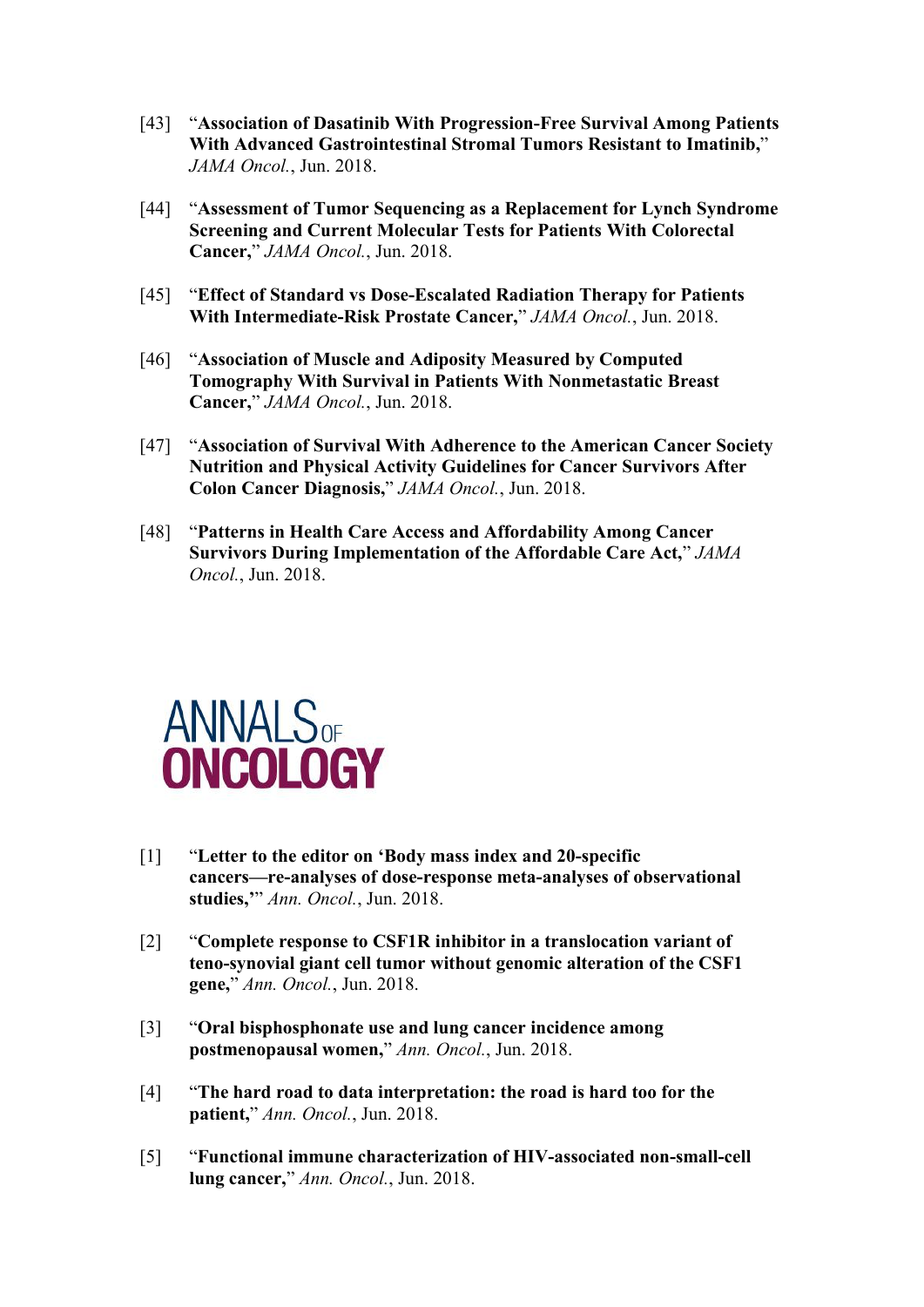[43] "**Association of Dasatinib With Progression-Free Survival Among Patients With Advanced Gastrointestinal Stromal Tumors Resistant to Imatinib,**" *JAMA Oncol.*, Jun. 2018.

[44] "**Assessment of Tumor Sequencing as a Replacement for Lynch Syndrome Screening and Current Molecular Tests for Patients With Colorectal Cancer,**" *JAMA Oncol.*, Jun. 2018.

[45] "**Effect of Standard vs Dose-Escalated Radiation Therapy for Patients With Intermediate-Risk Prostate Cancer,**" *JAMA Oncol.*, Jun. 2018.

[46] "**Association of Muscle and Adiposity Measured by Computed Tomography With Survival in Patients With Nonmetastatic Breast Cancer,**" *JAMA Oncol.*, Jun. 2018.

[47] "**Association of Survival With Adherence to the American Cancer Society Nutrition and Physical Activity Guidelines for Cancer Survivors After Colon Cancer Diagnosis,**" *JAMA Oncol.*, Jun. 2018.

[48] "**Patterns in Health Care Access and Affordability Among Cancer Survivors During Implementation of the Affordable Care Act,**" *JAMA Oncol.*, Jun. 2018.

# ANNALS OF ONCOLOGY

[1] "**Letter to the editor on 'Body mass index and 20-specific cancers—re-analyses of dose-response meta-analyses of observational studies,'**" *Ann. Oncol.*, Jun. 2018.

[2] "**Complete response to CSF1R inhibitor in a translocation variant of teno-synovial giant cell tumor without genomic alteration of the CSF1 gene,**" *Ann. Oncol.*, Jun. 2018.

[3] "**Oral bisphosphonate use and lung cancer incidence among postmenopausal women,**" *Ann. Oncol.*, Jun. 2018.

[4] "**The hard road to data interpretation: the road is hard too for the patient,**" *Ann. Oncol.*, Jun. 2018.

[5] "**Functional immune characterization of HIV-associated non-small-cell lung cancer,**" *Ann. Oncol.*, Jun. 2018.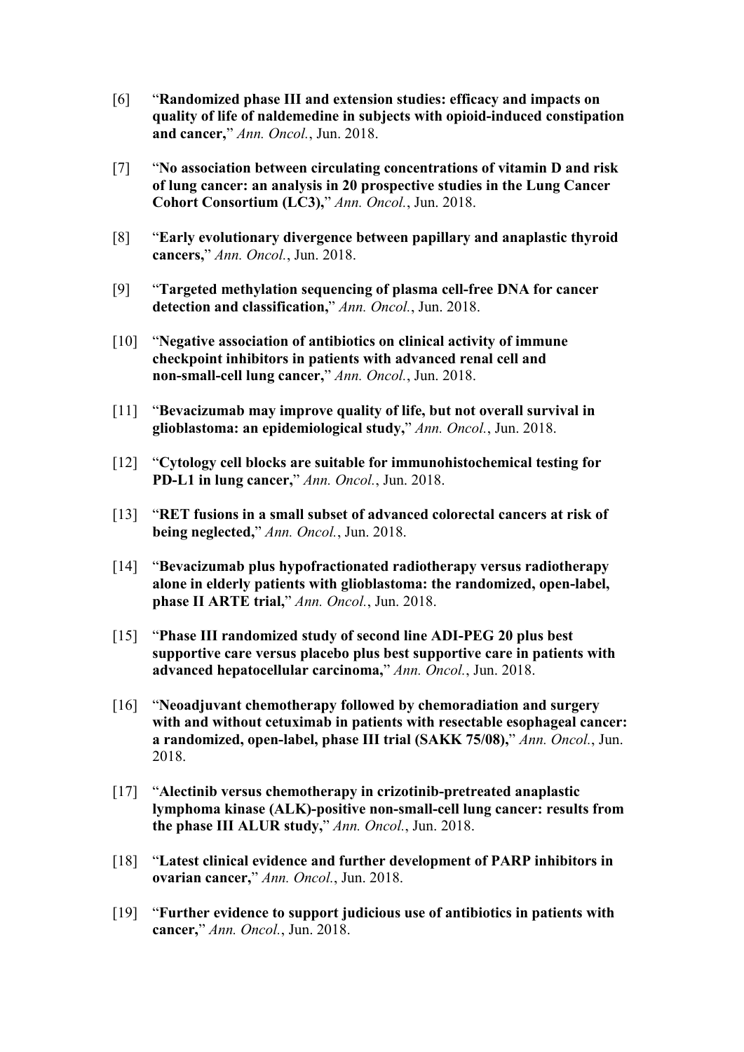[6] "**Randomized phase III and extension studies: efficacy and impacts on quality of life of naldemedine in subjects with opioid-induced constipation and cancer,**" *Ann. Oncol.*, Jun. 2018.

[7] "**No association between circulating concentrations of vitamin D and risk of lung cancer: an analysis in 20 prospective studies in the Lung Cancer Cohort Consortium (LC3),**" *Ann. Oncol.*, Jun. 2018.

[8] "**Early evolutionary divergence between papillary and anaplastic thyroid cancers,**" *Ann. Oncol.*, Jun. 2018.

[9] "**Targeted methylation sequencing of plasma cell-free DNA for cancer detection and classification,**" *Ann. Oncol.*, Jun. 2018.

[10] "**Negative association of antibiotics on clinical activity of immune checkpoint inhibitors in patients with advanced renal cell and non-small-cell lung cancer,**" *Ann. Oncol.*, Jun. 2018.

[11] "**Bevacizumab may improve quality of life, but not overall survival in glioblastoma: an epidemiological study,**" *Ann. Oncol.*, Jun. 2018.

[12] "**Cytology cell blocks are suitable for immunohistochemical testing for PD-L1 in lung cancer,**" *Ann. Oncol.*, Jun. 2018.

[13] "**RET fusions in a small subset of advanced colorectal cancers at risk of being neglected,**" *Ann. Oncol.*, Jun. 2018.

[14] "**Bevacizumab plus hypofractionated radiotherapy versus radiotherapy alone in elderly patients with glioblastoma: the randomized, open-label, phase II ARTE trial,**" *Ann. Oncol.*, Jun. 2018.

[15] "**Phase III randomized study of second line ADI-PEG 20 plus best supportive care versus placebo plus best supportive care in patients with advanced hepatocellular carcinoma,**" *Ann. Oncol.*, Jun. 2018.

[16] "**Neoadjuvant chemotherapy followed by chemoradiation and surgery with and without cetuximab in patients with resectable esophageal cancer: a randomized, open-label, phase III trial (SAKK 75/08),**" *Ann. Oncol.*, Jun. 2018.

[17] "**Alectinib versus chemotherapy in crizotinib-pretreated anaplastic lymphoma kinase (ALK)-positive non-small-cell lung cancer: results from the phase III ALUR study,**" *Ann. Oncol.*, Jun. 2018.

[18] "**Latest clinical evidence and further development of PARP inhibitors in ovarian cancer,**" *Ann. Oncol.*, Jun. 2018.

[19] "**Further evidence to support judicious use of antibiotics in patients with cancer,**" *Ann. Oncol.*, Jun. 2018.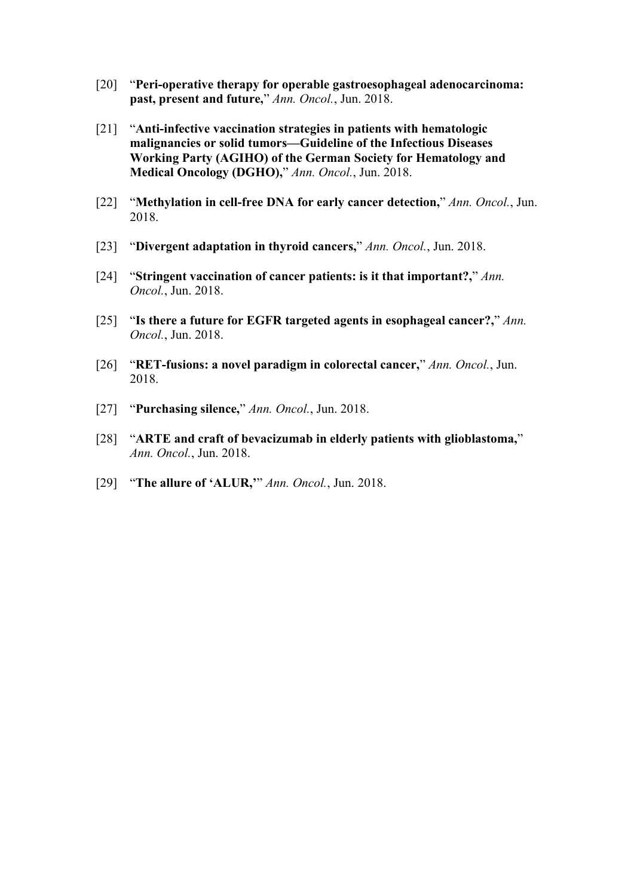[20] "**Peri-operative therapy for operable gastroesophageal adenocarcinoma: past, present and future,**" *Ann. Oncol.*, Jun. 2018.

[21] "**Anti-infective vaccination strategies in patients with hematologic malignancies or solid tumors—Guideline of the Infectious Diseases Working Party (AGIHO) of the German Society for Hematology and Medical Oncology (DGHO),**" *Ann. Oncol.*, Jun. 2018.

[22] "**Methylation in cell-free DNA for early cancer detection,**" *Ann. Oncol.*, Jun. 2018.

[23] "**Divergent adaptation in thyroid cancers,**" *Ann. Oncol.*, Jun. 2018.

[24] "**Stringent vaccination of cancer patients: is it that important?,**" *Ann. Oncol.*, Jun. 2018.

[25] "**Is there a future for EGFR targeted agents in esophageal cancer?,**" *Ann. Oncol.*, Jun. 2018.

[26] "**RET-fusions: a novel paradigm in colorectal cancer,**" *Ann. Oncol.*, Jun. 2018.

[27] "**Purchasing silence,**" *Ann. Oncol.*, Jun. 2018.

[28] "**ARTE and craft of bevacizumab in elderly patients with glioblastoma,**" *Ann. Oncol.*, Jun. 2018.

[29] "**The allure of 'ALUR,'**" *Ann. Oncol.*, Jun. 2018.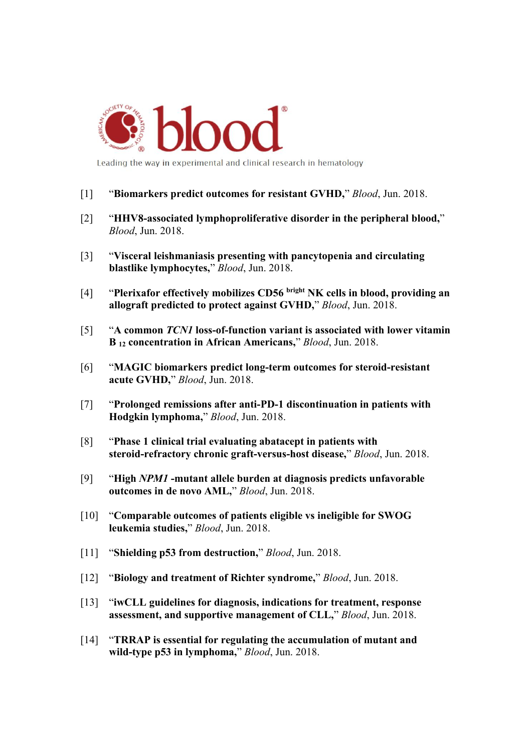blood

Leading the way in experimental and clinical research in hematology

[1] "**Biomarkers predict outcomes for resistant GVHD,**" *Blood*, Jun. 2018.

[2] "**HHV8-associated lymphoproliferative disorder in the peripheral blood,**" *Blood*, Jun. 2018.

[3] "**Visceral leishmaniasis presenting with pancytopenia and circulating blastlike lymphocytes,**" *Blood*, Jun. 2018.

[4] "**Plerixafor effectively mobilizes CD56 $^{bright}$ NK cells in blood, providing an allograft predicted to protect against GVHD,**" *Blood*, Jun. 2018.

[5] "**A common *TCN1* loss-of-function variant is associated with lower vitamin $B_{12}$ concentration in African Americans,**" *Blood*, Jun. 2018.

[6] "**MAGIC biomarkers predict long-term outcomes for steroid-resistant acute GVHD,**" *Blood*, Jun. 2018.

[7] "**Prolonged remissions after anti-PD-1 discontinuation in patients with Hodgkin lymphoma,**" *Blood*, Jun. 2018.

[8] "**Phase 1 clinical trial evaluating abatacept in patients with steroid-refractory chronic graft-versus-host disease,**" *Blood*, Jun. 2018.

[9] "**High *NPM1* -mutant allele burden at diagnosis predicts unfavorable outcomes in de novo AML,**" *Blood*, Jun. 2018.

[10] "**Comparable outcomes of patients eligible vs ineligible for SWOG leukemia studies,**" *Blood*, Jun. 2018.

[11] "**Shielding p53 from destruction,**" *Blood*, Jun. 2018.

[12] "**Biology and treatment of Richter syndrome,**" *Blood*, Jun. 2018.

[13] "**iwCLL guidelines for diagnosis, indications for treatment, response assessment, and supportive management of CLL,**" *Blood*, Jun. 2018.

[14] "**TRRAP is essential for regulating the accumulation of mutant and wild-type p53 in lymphoma,**" *Blood*, Jun. 2018.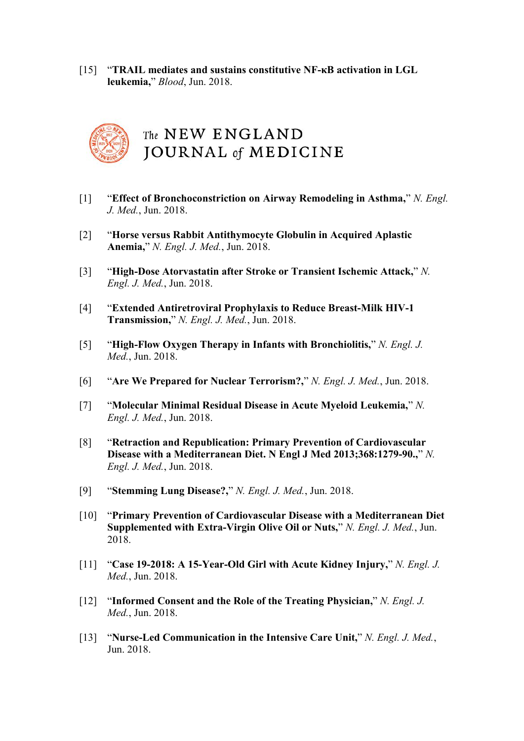[15] "**TRAIL mediates and sustains constitutive NF-κB activation in LGL leukemia,**" *Blood*, Jun. 2018.

## The NEW ENGLAND JOURNAL of MEDICINE

[1] "**Effect of Bronchoconstriction on Airway Remodeling in Asthma,**" *N. Engl. J. Med.*, Jun. 2018.

[2] "**Horse versus Rabbit Antithymocyte Globulin in Acquired Aplastic Anemia,**" *N. Engl. J. Med.*, Jun. 2018.

[3] "**High-Dose Atorvastatin after Stroke or Transient Ischemic Attack,**" *N. Engl. J. Med.*, Jun. 2018.

[4] "**Extended Antiretroviral Prophylaxis to Reduce Breast-Milk HIV-1 Transmission,**" *N. Engl. J. Med.*, Jun. 2018.

[5] "**High-Flow Oxygen Therapy in Infants with Bronchiolitis,**" *N. Engl. J. Med.*, Jun. 2018.

[6] "**Are We Prepared for Nuclear Terrorism?,**" *N. Engl. J. Med.*, Jun. 2018.

[7] "**Molecular Minimal Residual Disease in Acute Myeloid Leukemia,**" *N. Engl. J. Med.*, Jun. 2018.

[8] "**Retraction and Republication: Primary Prevention of Cardiovascular Disease with a Mediterranean Diet. N Engl J Med 2013;368:1279-90.,**" *N. Engl. J. Med.*, Jun. 2018.

[9] "**Stemming Lung Disease?,**" *N. Engl. J. Med.*, Jun. 2018.

[10] "**Primary Prevention of Cardiovascular Disease with a Mediterranean Diet Supplemented with Extra-Virgin Olive Oil or Nuts,**" *N. Engl. J. Med.*, Jun. 2018.

[11] "**Case 19-2018: A 15-Year-Old Girl with Acute Kidney Injury,**" *N. Engl. J. Med.*, Jun. 2018.

[12] "**Informed Consent and the Role of the Treating Physician,**" *N. Engl. J. Med.*, Jun. 2018.

[13] "**Nurse-Led Communication in the Intensive Care Unit,**" *N. Engl. J. Med.*, Jun. 2018.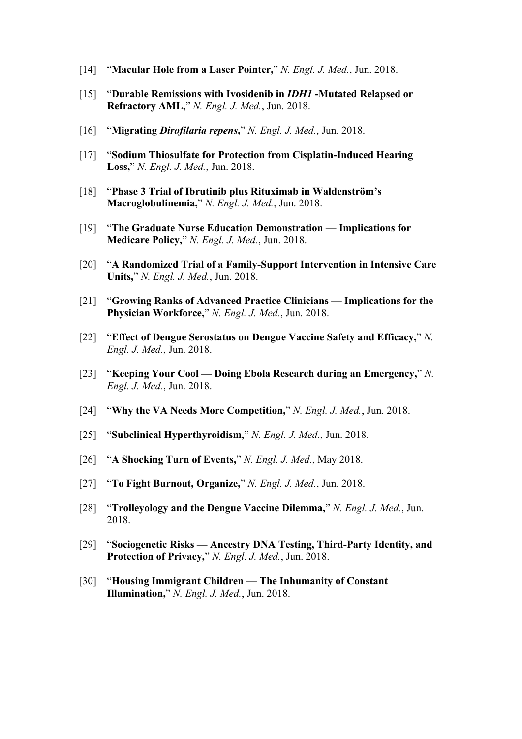[14] “**Macular Hole from a Laser Pointer,**” *N. Engl. J. Med.*, Jun. 2018.

[15] “**Durable Remissions with Ivosidenib in *IDH1* -Mutated Relapsed or Refractory AML,**” *N. Engl. J. Med.*, Jun. 2018.

[16] “**Migrating *Dirofilaria repens*,**” *N. Engl. J. Med.*, Jun. 2018.

[17] “**Sodium Thiosulfate for Protection from Cisplatin-Induced Hearing Loss,**” *N. Engl. J. Med.*, Jun. 2018.

[18] “**Phase 3 Trial of Ibrutinib plus Rituximab in Waldenström’s Macroglobulinemia,**” *N. Engl. J. Med.*, Jun. 2018.

[19] “**The Graduate Nurse Education Demonstration — Implications for Medicare Policy,**” *N. Engl. J. Med.*, Jun. 2018.

[20] “**A Randomized Trial of a Family-Support Intervention in Intensive Care Units,**” *N. Engl. J. Med.*, Jun. 2018.

[21] “**Growing Ranks of Advanced Practice Clinicians — Implications for the Physician Workforce,**” *N. Engl. J. Med.*, Jun. 2018.

[22] “**Effect of Dengue Serostatus on Dengue Vaccine Safety and Efficacy,**” *N. Engl. J. Med.*, Jun. 2018.

[23] “**Keeping Your Cool — Doing Ebola Research during an Emergency,**” *N. Engl. J. Med.*, Jun. 2018.

[24] “**Why the VA Needs More Competition,**” *N. Engl. J. Med.*, Jun. 2018.

[25] “**Subclinical Hyperthyroidism,**” *N. Engl. J. Med.*, Jun. 2018.

[26] “**A Shocking Turn of Events,**” *N. Engl. J. Med.*, May 2018.

[27] “**To Fight Burnout, Organize,**” *N. Engl. J. Med.*, Jun. 2018.

[28] “**Trolleyology and the Dengue Vaccine Dilemma,**” *N. Engl. J. Med.*, Jun. 2018.

[29] “**Sociogenetic Risks — Ancestry DNA Testing, Third-Party Identity, and Protection of Privacy,**” *N. Engl. J. Med.*, Jun. 2018.

[30] “**Housing Immigrant Children — The Inhumanity of Constant Illumination,**” *N. Engl. J. Med.*, Jun. 2018.